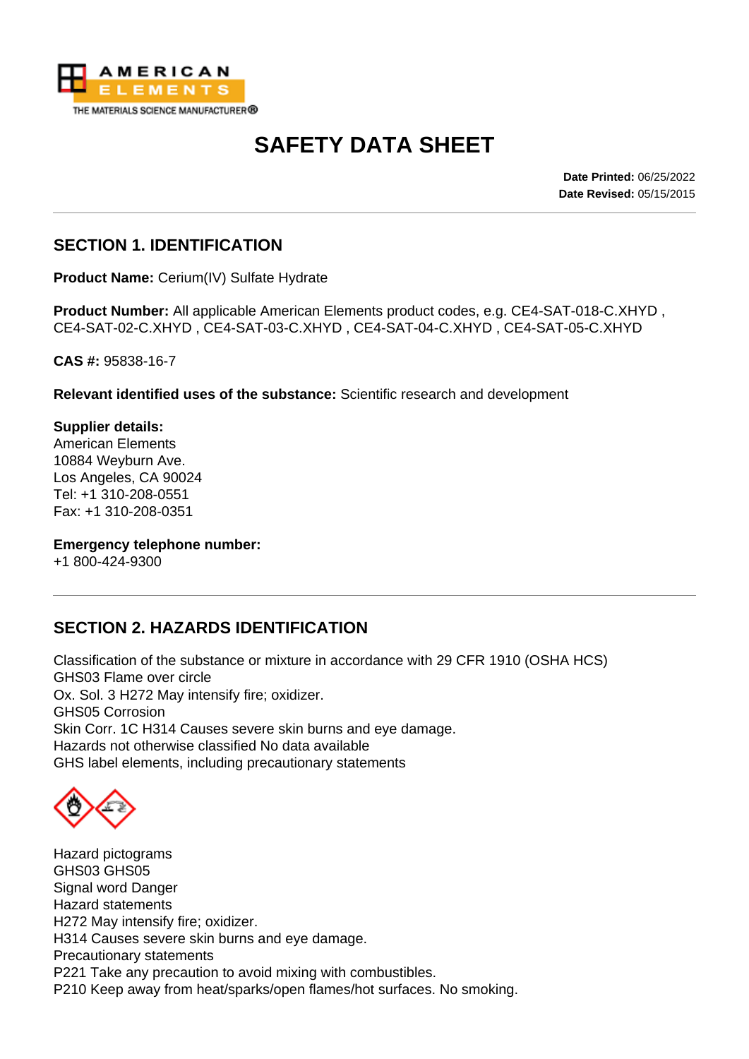# SAFETY DATA SHEET

**Date Printed:** 06/25/2022
**Date Revised:** 05/15/2015

## SECTION 1. IDENTIFICATION

**Product Name:** Cerium(IV) Sulfate Hydrate

**Product Number:** All applicable American Elements product codes, e.g. CE4-SAT-018-C.XHYD , CE4-SAT-02-C.XHYD , CE4-SAT-03-C.XHYD , CE4-SAT-04-C.XHYD , CE4-SAT-05-C.XHYD

**CAS #:** 95838-16-7

**Relevant identified uses of the substance:** Scientific research and development

**Supplier details:**
American Elements
10884 Weyburn Ave.
Los Angeles, CA 90024
Tel: +1 310-208-0551
Fax: +1 310-208-0351

**Emergency telephone number:**
+1 800-424-9300

## SECTION 2. HAZARDS IDENTIFICATION

Classification of the substance or mixture in accordance with 29 CFR 1910 (OSHA HCS)
GHS03 Flame over circle
Ox. Sol. 3 H272 May intensify fire; oxidizer.
GHS05 Corrosion
Skin Corr. 1C H314 Causes severe skin burns and eye damage.
Hazards not otherwise classified No data available
GHS label elements, including precautionary statements

Hazard pictograms
GHS03 GHS05
Signal word Danger
Hazard statements
H272 May intensify fire; oxidizer.
H314 Causes severe skin burns and eye damage.
Precautionary statements
P221 Take any precaution to avoid mixing with combustibles.
P210 Keep away from heat/sparks/open flames/hot surfaces. No smoking.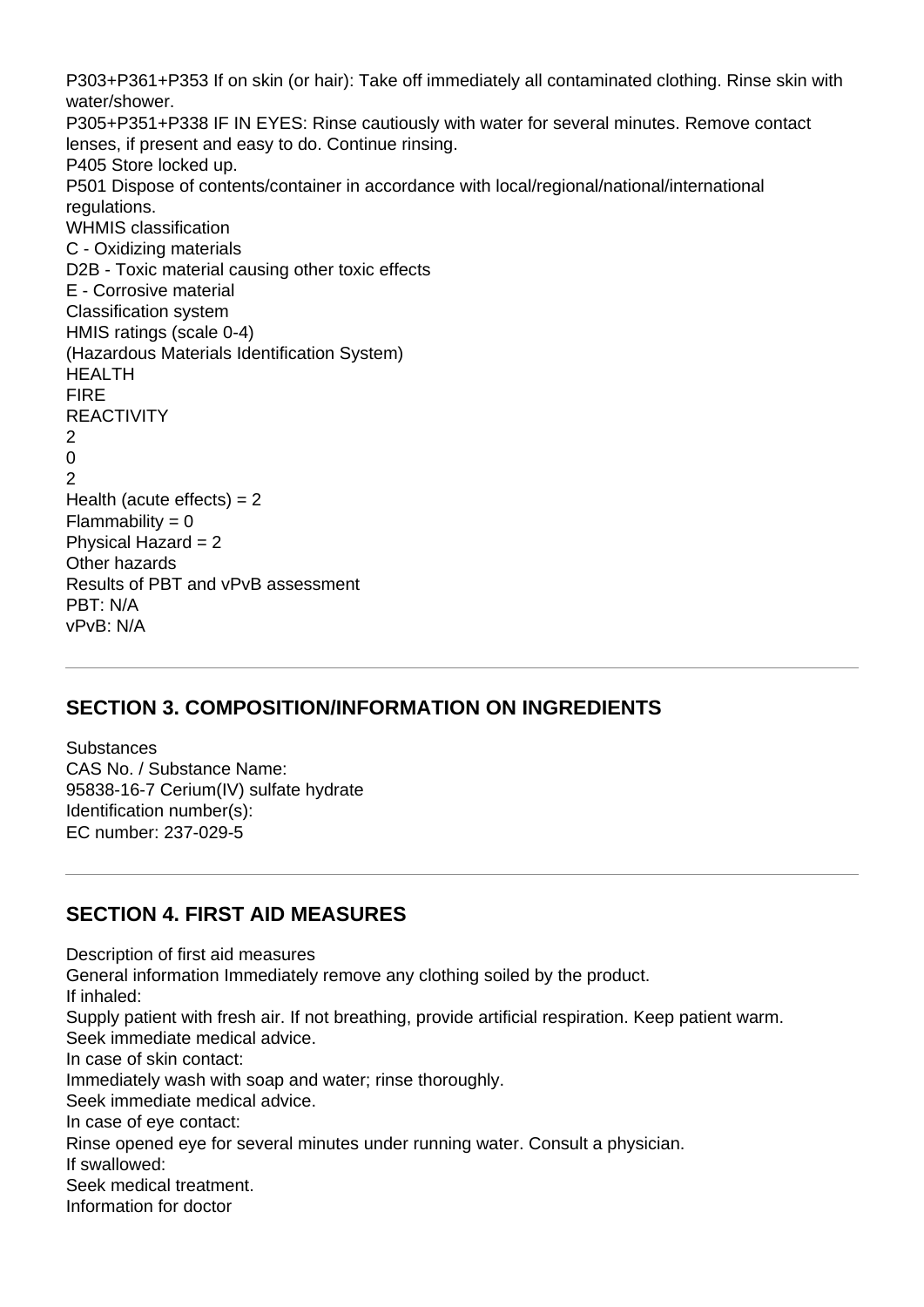P303+P361+P353 If on skin (or hair): Take off immediately all contaminated clothing. Rinse skin with water/shower.
P305+P351+P338 IF IN EYES: Rinse cautiously with water for several minutes. Remove contact lenses, if present and easy to do. Continue rinsing.
P405 Store locked up.
P501 Dispose of contents/container in accordance with local/regional/national/international regulations.
WHMIS classification
C - Oxidizing materials
D2B - Toxic material causing other toxic effects
E - Corrosive material
Classification system
HMIS ratings (scale 0-4)
(Hazardous Materials Identification System)
HEALTH
FIRE
REACTIVITY
2
0
2
Health (acute effects) = 2
Flammability = 0
Physical Hazard = 2
Other hazards
Results of PBT and vPvB assessment
PBT: N/A
vPvB: N/A

---

## SECTION 3. COMPOSITION/INFORMATION ON INGREDIENTS

Substances
CAS No. / Substance Name:
95838-16-7 Cerium(IV) sulfate hydrate
Identification number(s):
EC number: 237-029-5

---

## SECTION 4. FIRST AID MEASURES

Description of first aid measures
General information Immediately remove any clothing soiled by the product.
If inhaled:
Supply patient with fresh air. If not breathing, provide artificial respiration. Keep patient warm.
Seek immediate medical advice.
In case of skin contact:
Immediately wash with soap and water; rinse thoroughly.
Seek immediate medical advice.
In case of eye contact:
Rinse opened eye for several minutes under running water. Consult a physician.
If swallowed:
Seek medical treatment.
Information for doctor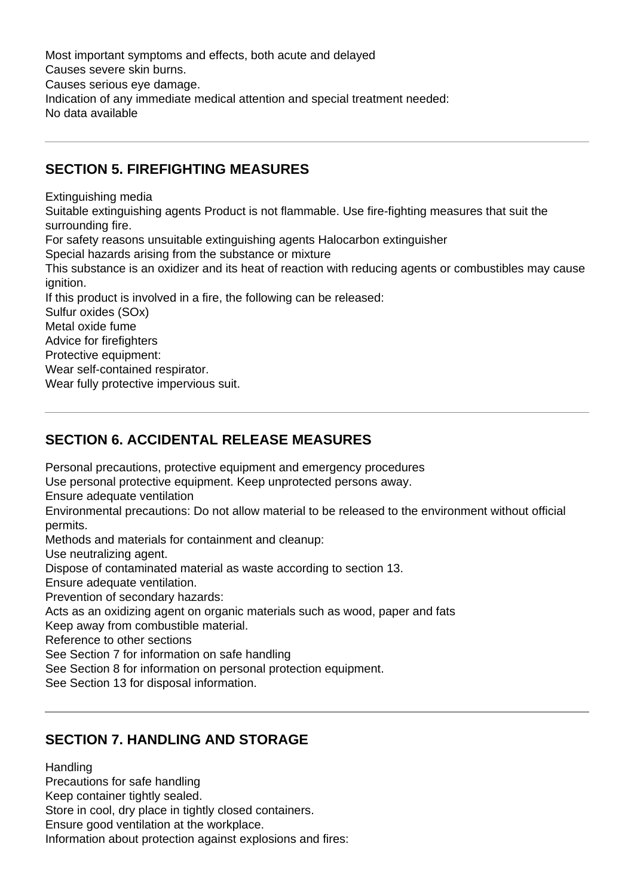Most important symptoms and effects, both acute and delayed
Causes severe skin burns.
Causes serious eye damage.
Indication of any immediate medical attention and special treatment needed:
No data available

## SECTION 5. FIREFIGHTING MEASURES

Extinguishing media
Suitable extinguishing agents Product is not flammable. Use fire-fighting measures that suit the surrounding fire.
For safety reasons unsuitable extinguishing agents Halocarbon extinguisher
Special hazards arising from the substance or mixture
This substance is an oxidizer and its heat of reaction with reducing agents or combustibles may cause ignition.
If this product is involved in a fire, the following can be released:
Sulfur oxides (SOx)
Metal oxide fume
Advice for firefighters
Protective equipment:
Wear self-contained respirator.
Wear fully protective impervious suit.

## SECTION 6. ACCIDENTAL RELEASE MEASURES

Personal precautions, protective equipment and emergency procedures
Use personal protective equipment. Keep unprotected persons away.
Ensure adequate ventilation
Environmental precautions: Do not allow material to be released to the environment without official permits.
Methods and materials for containment and cleanup:
Use neutralizing agent.
Dispose of contaminated material as waste according to section 13.
Ensure adequate ventilation.
Prevention of secondary hazards:
Acts as an oxidizing agent on organic materials such as wood, paper and fats
Keep away from combustible material.
Reference to other sections
See Section 7 for information on safe handling
See Section 8 for information on personal protection equipment.
See Section 13 for disposal information.

## SECTION 7. HANDLING AND STORAGE

Handling
Precautions for safe handling
Keep container tightly sealed.
Store in cool, dry place in tightly closed containers.
Ensure good ventilation at the workplace.
Information about protection against explosions and fires: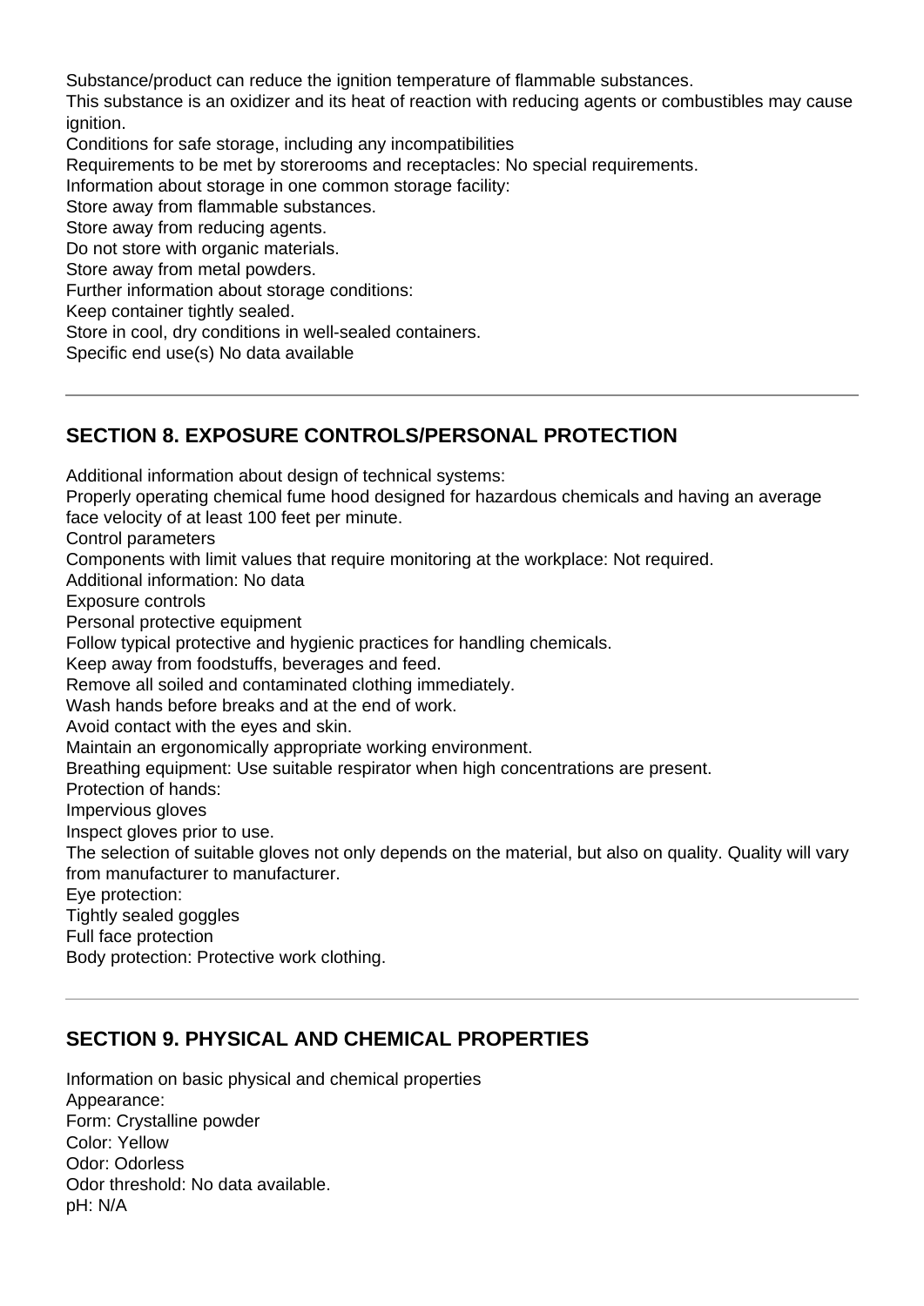Substance/product can reduce the ignition temperature of flammable substances.
This substance is an oxidizer and its heat of reaction with reducing agents or combustibles may cause ignition.
Conditions for safe storage, including any incompatibilities
Requirements to be met by storerooms and receptacles: No special requirements.
Information about storage in one common storage facility:
Store away from flammable substances.
Store away from reducing agents.
Do not store with organic materials.
Store away from metal powders.
Further information about storage conditions:
Keep container tightly sealed.
Store in cool, dry conditions in well-sealed containers.
Specific end use(s) No data available

---

## SECTION 8. EXPOSURE CONTROLS/PERSONAL PROTECTION

Additional information about design of technical systems:
Properly operating chemical fume hood designed for hazardous chemicals and having an average face velocity of at least 100 feet per minute.
Control parameters
Components with limit values that require monitoring at the workplace: Not required.
Additional information: No data
Exposure controls
Personal protective equipment
Follow typical protective and hygienic practices for handling chemicals.
Keep away from foodstuffs, beverages and feed.
Remove all soiled and contaminated clothing immediately.
Wash hands before breaks and at the end of work.
Avoid contact with the eyes and skin.
Maintain an ergonomically appropriate working environment.
Breathing equipment: Use suitable respirator when high concentrations are present.
Protection of hands:
Impervious gloves
Inspect gloves prior to use.
The selection of suitable gloves not only depends on the material, but also on quality. Quality will vary from manufacturer to manufacturer.
Eye protection:
Tightly sealed goggles
Full face protection
Body protection: Protective work clothing.

---

## SECTION 9. PHYSICAL AND CHEMICAL PROPERTIES

Information on basic physical and chemical properties
Appearance:
Form: Crystalline powder
Color: Yellow
Odor: Odorless
Odor threshold: No data available.
pH: N/A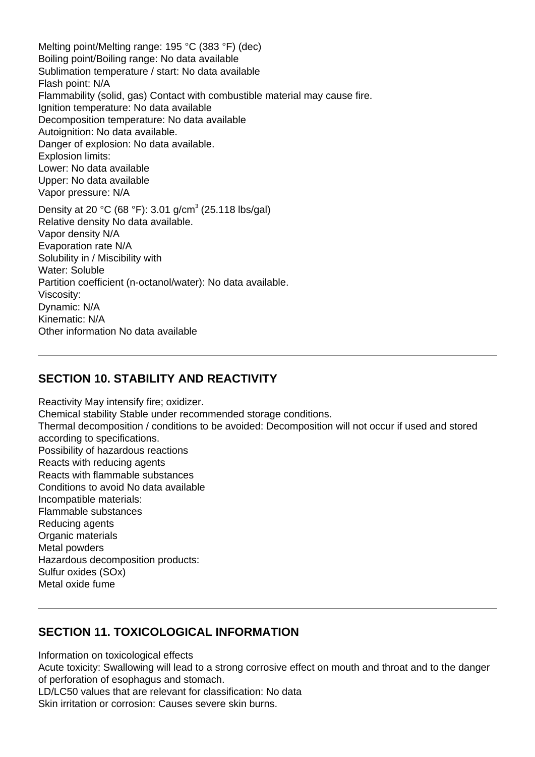Melting point/Melting range: 195 °C (383 °F) (dec)
Boiling point/Boiling range: No data available
Sublimation temperature / start: No data available
Flash point: N/A
Flammability (solid, gas) Contact with combustible material may cause fire.
Ignition temperature: No data available
Decomposition temperature: No data available
Autoignition: No data available.
Danger of explosion: No data available.
Explosion limits:
Lower: No data available
Upper: No data available
Vapor pressure: N/A

Density at 20 °C (68 °F): 3.01 g/cm$^3$ (25.118 lbs/gal)
Relative density No data available.
Vapor density N/A
Evaporation rate N/A
Solubility in / Miscibility with
Water: Soluble
Partition coefficient (n-octanol/water): No data available.
Viscosity:
Dynamic: N/A
Kinematic: N/A
Other information No data available

## SECTION 10. STABILITY AND REACTIVITY

Reactivity May intensify fire; oxidizer.
Chemical stability Stable under recommended storage conditions.
Thermal decomposition / conditions to be avoided: Decomposition will not occur if used and stored according to specifications.
Possibility of hazardous reactions
Reacts with reducing agents
Reacts with flammable substances
Conditions to avoid No data available
Incompatible materials:
Flammable substances
Reducing agents
Organic materials
Metal powders
Hazardous decomposition products:
Sulfur oxides (SOx)
Metal oxide fume

## SECTION 11. TOXICOLOGICAL INFORMATION

Information on toxicological effects
Acute toxicity: Swallowing will lead to a strong corrosive effect on mouth and throat and to the danger of perforation of esophagus and stomach.
LD/LC50 values that are relevant for classification: No data
Skin irritation or corrosion: Causes severe skin burns.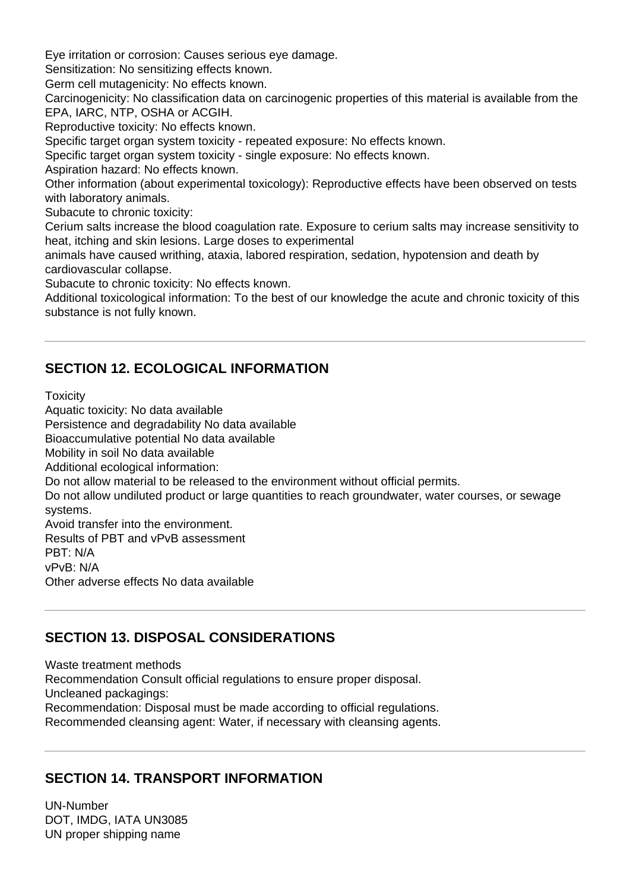Eye irritation or corrosion: Causes serious eye damage.
Sensitization: No sensitizing effects known.
Germ cell mutagenicity: No effects known.
Carcinogenicity: No classification data on carcinogenic properties of this material is available from the EPA, IARC, NTP, OSHA or ACGIH.
Reproductive toxicity: No effects known.
Specific target organ system toxicity - repeated exposure: No effects known.
Specific target organ system toxicity - single exposure: No effects known.
Aspiration hazard: No effects known.
Other information (about experimental toxicology): Reproductive effects have been observed on tests with laboratory animals.
Subacute to chronic toxicity:
Cerium salts increase the blood coagulation rate. Exposure to cerium salts may increase sensitivity to heat, itching and skin lesions. Large doses to experimental
animals have caused writhing, ataxia, labored respiration, sedation, hypotension and death by cardiovascular collapse.
Subacute to chronic toxicity: No effects known.
Additional toxicological information: To the best of our knowledge the acute and chronic toxicity of this substance is not fully known.

---

## SECTION 12. ECOLOGICAL INFORMATION

Toxicity
Aquatic toxicity: No data available
Persistence and degradability No data available
Bioaccumulative potential No data available
Mobility in soil No data available
Additional ecological information:
Do not allow material to be released to the environment without official permits.
Do not allow undiluted product or large quantities to reach groundwater, water courses, or sewage systems.
Avoid transfer into the environment.
Results of PBT and vPvB assessment
PBT: N/A
vPvB: N/A
Other adverse effects No data available

---

## SECTION 13. DISPOSAL CONSIDERATIONS

Waste treatment methods
Recommendation Consult official regulations to ensure proper disposal.
Uncleaned packagings:
Recommendation: Disposal must be made according to official regulations.
Recommended cleansing agent: Water, if necessary with cleansing agents.

---

## SECTION 14. TRANSPORT INFORMATION

UN-Number
DOT, IMDG, IATA UN3085
UN proper shipping name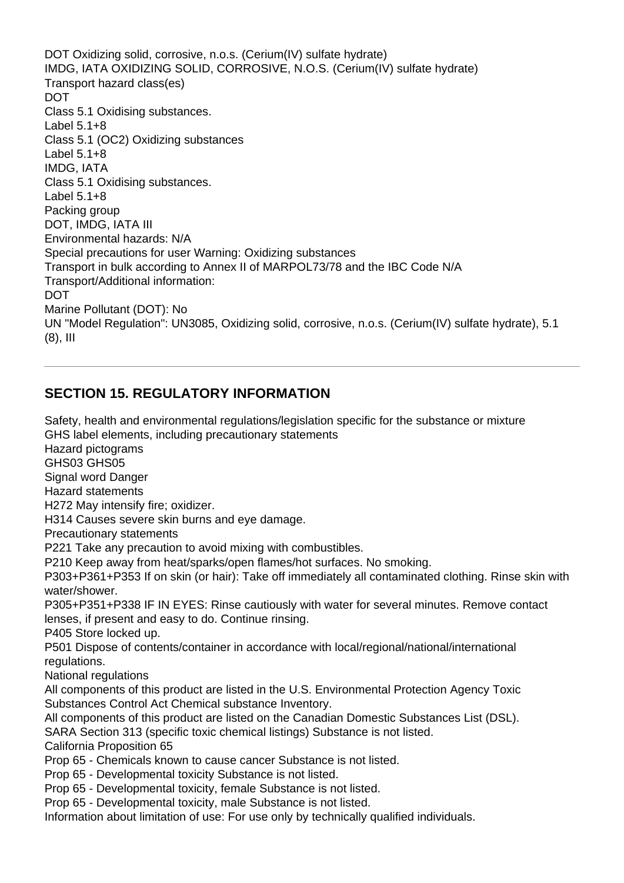DOT Oxidizing solid, corrosive, n.o.s. (Cerium(IV) sulfate hydrate)
IMDG, IATA OXIDIZING SOLID, CORROSIVE, N.O.S. (Cerium(IV) sulfate hydrate)
Transport hazard class(es)
DOT
Class 5.1 Oxidising substances.
Label 5.1+8
Class 5.1 (OC2) Oxidizing substances
Label 5.1+8
IMDG, IATA
Class 5.1 Oxidising substances.
Label 5.1+8
Packing group
DOT, IMDG, IATA III
Environmental hazards: N/A
Special precautions for user Warning: Oxidizing substances
Transport in bulk according to Annex II of MARPOL73/78 and the IBC Code N/A
Transport/Additional information:
DOT
Marine Pollutant (DOT): No
UN "Model Regulation": UN3085, Oxidizing solid, corrosive, n.o.s. (Cerium(IV) sulfate hydrate), 5.1 (8), III

---

## SECTION 15. REGULATORY INFORMATION

Safety, health and environmental regulations/legislation specific for the substance or mixture
GHS label elements, including precautionary statements
Hazard pictograms
GHS03 GHS05
Signal word Danger
Hazard statements
H272 May intensify fire; oxidizer.
H314 Causes severe skin burns and eye damage.
Precautionary statements
P221 Take any precaution to avoid mixing with combustibles.
P210 Keep away from heat/sparks/open flames/hot surfaces. No smoking.
P303+P361+P353 If on skin (or hair): Take off immediately all contaminated clothing. Rinse skin with water/shower.
P305+P351+P338 IF IN EYES: Rinse cautiously with water for several minutes. Remove contact lenses, if present and easy to do. Continue rinsing.
P405 Store locked up.
P501 Dispose of contents/container in accordance with local/regional/national/international regulations.
National regulations
All components of this product are listed in the U.S. Environmental Protection Agency Toxic Substances Control Act Chemical substance Inventory.
All components of this product are listed on the Canadian Domestic Substances List (DSL).
SARA Section 313 (specific toxic chemical listings) Substance is not listed.
California Proposition 65
Prop 65 - Chemicals known to cause cancer Substance is not listed.
Prop 65 - Developmental toxicity Substance is not listed.
Prop 65 - Developmental toxicity, female Substance is not listed.
Prop 65 - Developmental toxicity, male Substance is not listed.
Information about limitation of use: For use only by technically qualified individuals.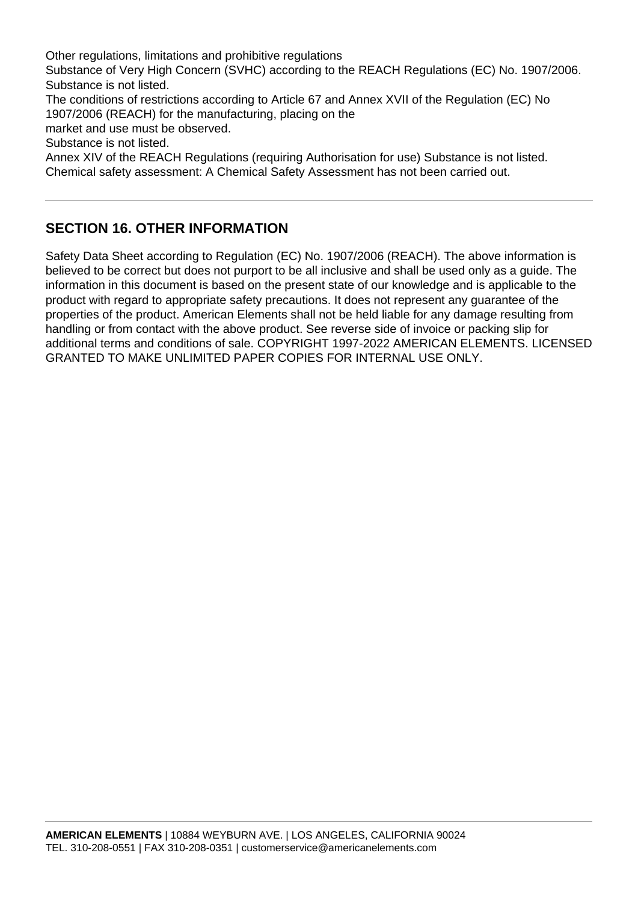Other regulations, limitations and prohibitive regulations

Substance of Very High Concern (SVHC) according to the REACH Regulations (EC) No. 1907/2006.
Substance is not listed.

The conditions of restrictions according to Article 67 and Annex XVII of the Regulation (EC) No 1907/2006 (REACH) for the manufacturing, placing on the market and use must be observed.

Substance is not listed.

Annex XIV of the REACH Regulations (requiring Authorisation for use) Substance is not listed.

Chemical safety assessment: A Chemical Safety Assessment has not been carried out.

---

## SECTION 16. OTHER INFORMATION

Safety Data Sheet according to Regulation (EC) No. 1907/2006 (REACH). The above information is believed to be correct but does not purport to be all inclusive and shall be used only as a guide. The information in this document is based on the present state of our knowledge and is applicable to the product with regard to appropriate safety precautions. It does not represent any guarantee of the properties of the product. American Elements shall not be held liable for any damage resulting from handling or from contact with the above product. See reverse side of invoice or packing slip for additional terms and conditions of sale. COPYRIGHT 1997-2022 AMERICAN ELEMENTS. LICENSED GRANTED TO MAKE UNLIMITED PAPER COPIES FOR INTERNAL USE ONLY.